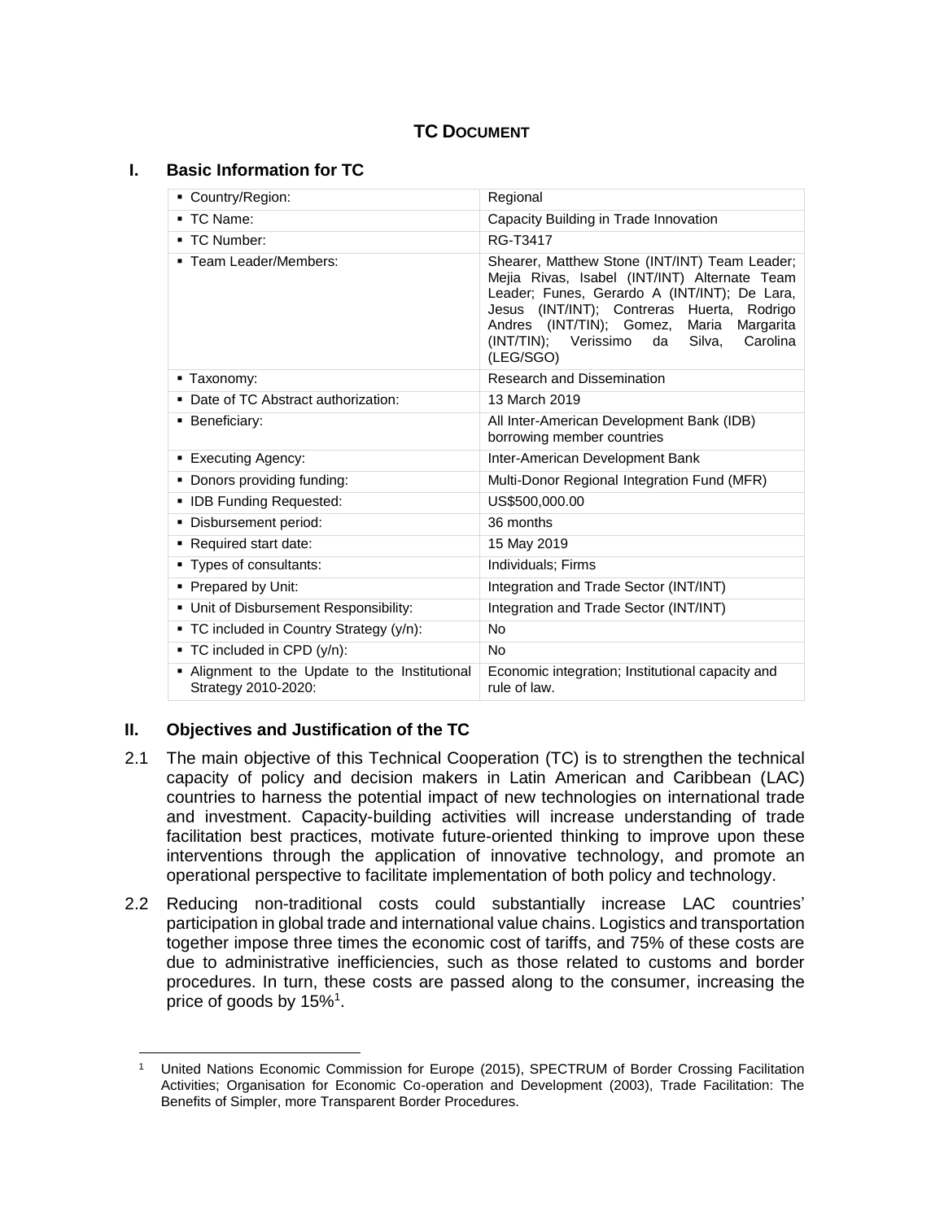# TC DOCUMENT

## I. Basic Information for TC

| | |
|---|---|
| ▪ Country/Region: | Regional |
| ▪ TC Name: | Capacity Building in Trade Innovation |
| ▪ TC Number: | RG-T3417 |
| ▪ Team Leader/Members: | Shearer, Matthew Stone (INT/INT) Team Leader; Mejia Rivas, Isabel (INT/INT) Alternate Team Leader; Funes, Gerardo A (INT/INT); De Lara, Jesus (INT/INT); Contreras Huerta, Rodrigo Andres (INT/TIN); Gomez, Maria Margarita (INT/TIN); Verissimo da Silva, Carolina (LEG/SGO) |
| ▪ Taxonomy: | Research and Dissemination |
| ▪ Date of TC Abstract authorization: | 13 March 2019 |
| ▪ Beneficiary: | All Inter-American Development Bank (IDB) borrowing member countries |
| ▪ Executing Agency: | Inter-American Development Bank |
| ▪ Donors providing funding: | Multi-Donor Regional Integration Fund (MFR) |
| ▪ IDB Funding Requested: | US$500,000.00 |
| ▪ Disbursement period: | 36 months |
| ▪ Required start date: | 15 May 2019 |
| ▪ Types of consultants: | Individuals; Firms |
| ▪ Prepared by Unit: | Integration and Trade Sector (INT/INT) |
| ▪ Unit of Disbursement Responsibility: | Integration and Trade Sector (INT/INT) |
| ▪ TC included in Country Strategy (y/n): | No |
| ▪ TC included in CPD (y/n): | No |
| ▪ Alignment to the Update to the Institutional Strategy 2010-2020: | Economic integration; Institutional capacity and rule of law. |

## II. Objectives and Justification of the TC

2.1 The main objective of this Technical Cooperation (TC) is to strengthen the technical capacity of policy and decision makers in Latin American and Caribbean (LAC) countries to harness the potential impact of new technologies on international trade and investment. Capacity-building activities will increase understanding of trade facilitation best practices, motivate future-oriented thinking to improve upon these interventions through the application of innovative technology, and promote an operational perspective to facilitate implementation of both policy and technology.

2.2 Reducing non-traditional costs could substantially increase LAC countries' participation in global trade and international value chains. Logistics and transportation together impose three times the economic cost of tariffs, and 75% of these costs are due to administrative inefficiencies, such as those related to customs and border procedures. In turn, these costs are passed along to the consumer, increasing the price of goods by 15%[1].

[1] United Nations Economic Commission for Europe (2015), SPECTRUM of Border Crossing Facilitation Activities; Organisation for Economic Co-operation and Development (2003), Trade Facilitation: The Benefits of Simpler, more Transparent Border Procedures.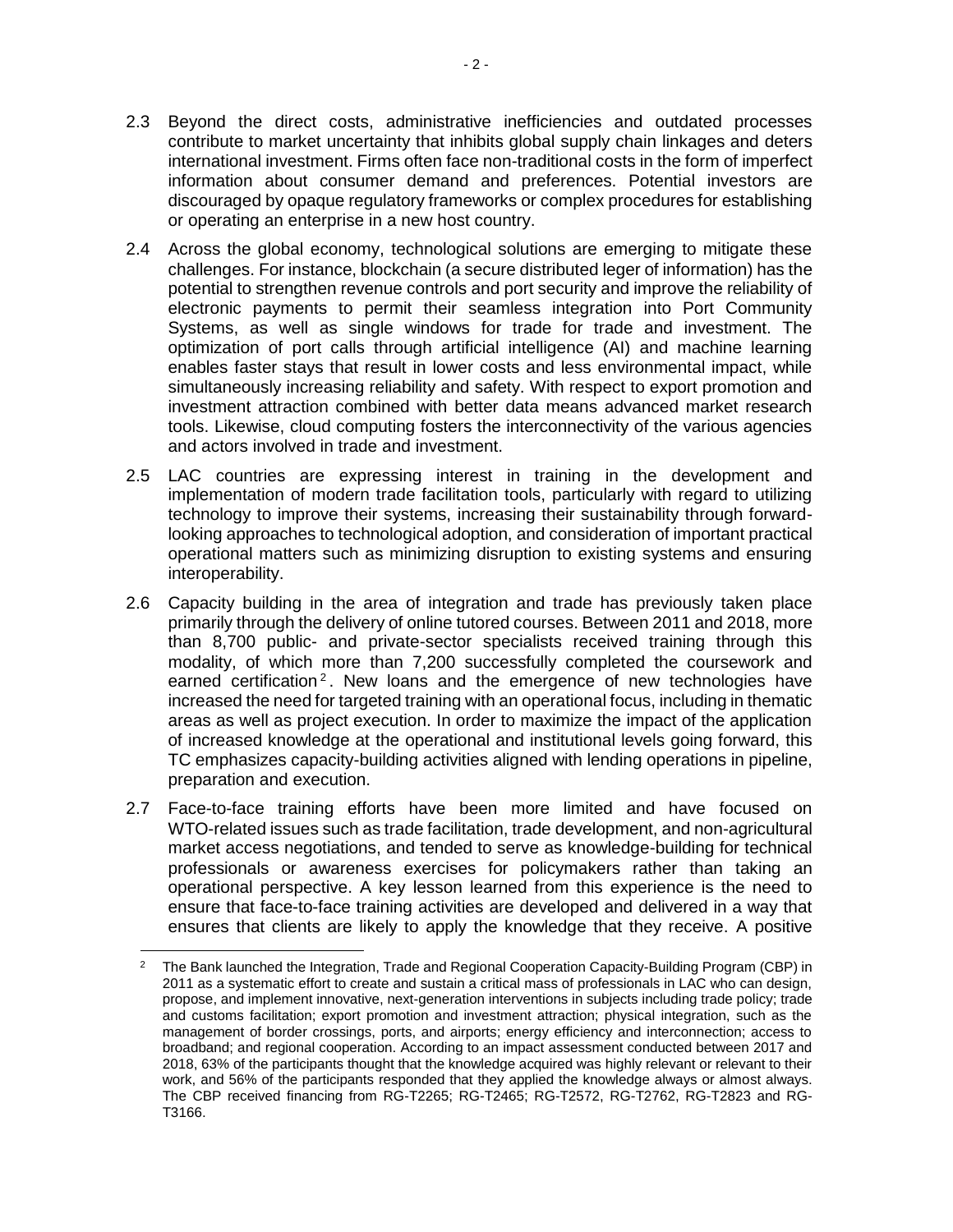2.3 Beyond the direct costs, administrative inefficiencies and outdated processes contribute to market uncertainty that inhibits global supply chain linkages and deters international investment. Firms often face non-traditional costs in the form of imperfect information about consumer demand and preferences. Potential investors are discouraged by opaque regulatory frameworks or complex procedures for establishing or operating an enterprise in a new host country.

2.4 Across the global economy, technological solutions are emerging to mitigate these challenges. For instance, blockchain (a secure distributed leger of information) has the potential to strengthen revenue controls and port security and improve the reliability of electronic payments to permit their seamless integration into Port Community Systems, as well as single windows for trade for trade and investment. The optimization of port calls through artificial intelligence (AI) and machine learning enables faster stays that result in lower costs and less environmental impact, while simultaneously increasing reliability and safety. With respect to export promotion and investment attraction combined with better data means advanced market research tools. Likewise, cloud computing fosters the interconnectivity of the various agencies and actors involved in trade and investment.

2.5 LAC countries are expressing interest in training in the development and implementation of modern trade facilitation tools, particularly with regard to utilizing technology to improve their systems, increasing their sustainability through forward-looking approaches to technological adoption, and consideration of important practical operational matters such as minimizing disruption to existing systems and ensuring interoperability.

2.6 Capacity building in the area of integration and trade has previously taken place primarily through the delivery of online tutored courses. Between 2011 and 2018, more than 8,700 public- and private-sector specialists received training through this modality, of which more than 7,200 successfully completed the coursework and earned certification[2]. New loans and the emergence of new technologies have increased the need for targeted training with an operational focus, including in thematic areas as well as project execution. In order to maximize the impact of the application of increased knowledge at the operational and institutional levels going forward, this TC emphasizes capacity-building activities aligned with lending operations in pipeline, preparation and execution.

2.7 Face-to-face training efforts have been more limited and have focused on WTO-related issues such as trade facilitation, trade development, and non-agricultural market access negotiations, and tended to serve as knowledge-building for technical professionals or awareness exercises for policymakers rather than taking an operational perspective. A key lesson learned from this experience is the need to ensure that face-to-face training activities are developed and delivered in a way that ensures that clients are likely to apply the knowledge that they receive. A positive

[2] The Bank launched the Integration, Trade and Regional Cooperation Capacity-Building Program (CBP) in 2011 as a systematic effort to create and sustain a critical mass of professionals in LAC who can design, propose, and implement innovative, next-generation interventions in subjects including trade policy; trade and customs facilitation; export promotion and investment attraction; physical integration, such as the management of border crossings, ports, and airports; energy efficiency and interconnection; access to broadband; and regional cooperation. According to an impact assessment conducted between 2017 and 2018, 63% of the participants thought that the knowledge acquired was highly relevant or relevant to their work, and 56% of the participants responded that they applied the knowledge always or almost always. The CBP received financing from RG-T2265; RG-T2465; RG-T2572, RG-T2762, RG-T2823 and RG-T3166.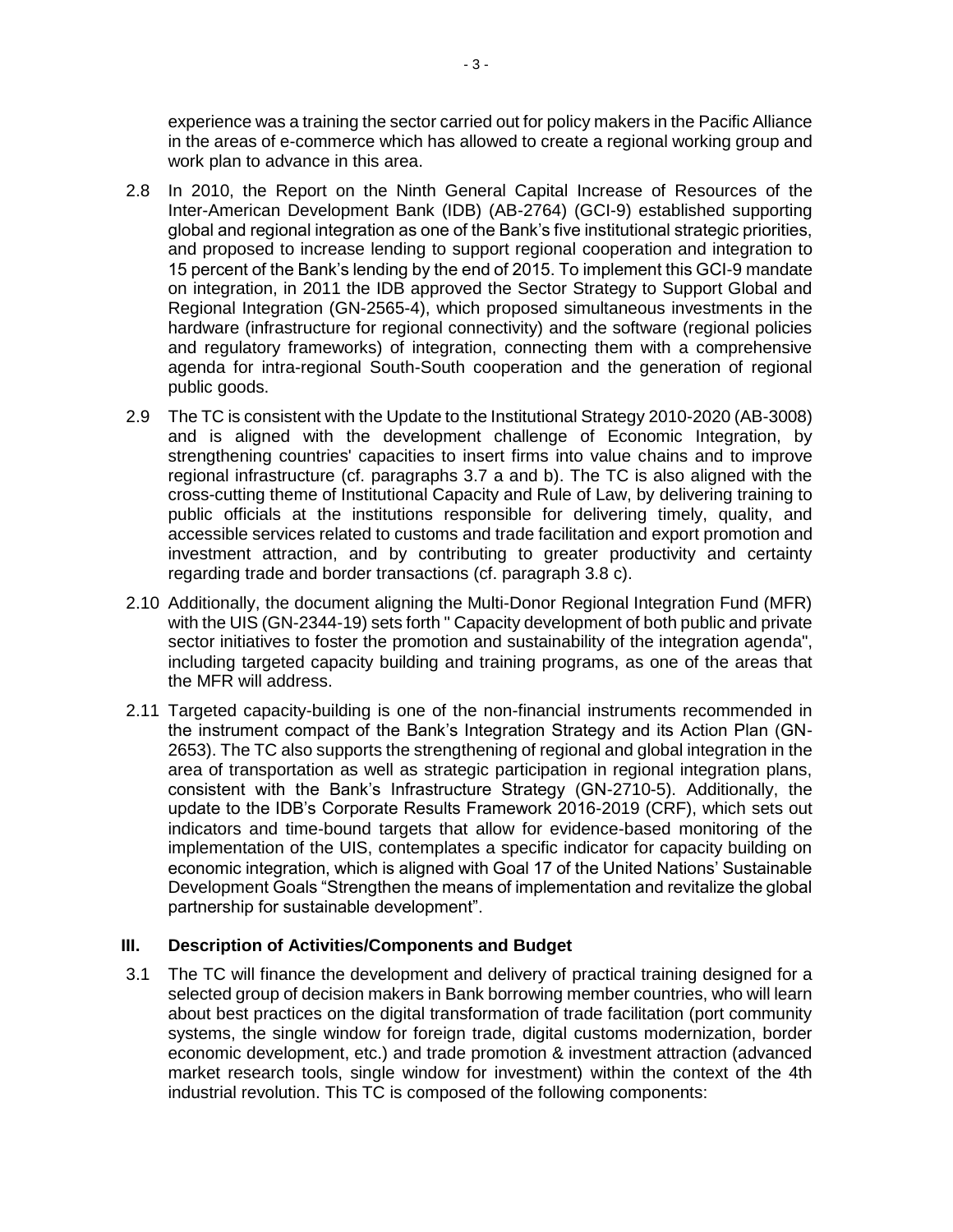experience was a training the sector carried out for policy makers in the Pacific Alliance in the areas of e-commerce which has allowed to create a regional working group and work plan to advance in this area.

2.8 In 2010, the Report on the Ninth General Capital Increase of Resources of the Inter-American Development Bank (IDB) (AB-2764) (GCI-9) established supporting global and regional integration as one of the Bank's five institutional strategic priorities, and proposed to increase lending to support regional cooperation and integration to 15 percent of the Bank's lending by the end of 2015. To implement this GCI-9 mandate on integration, in 2011 the IDB approved the Sector Strategy to Support Global and Regional Integration (GN-2565-4), which proposed simultaneous investments in the hardware (infrastructure for regional connectivity) and the software (regional policies and regulatory frameworks) of integration, connecting them with a comprehensive agenda for intra-regional South-South cooperation and the generation of regional public goods.

2.9 The TC is consistent with the Update to the Institutional Strategy 2010-2020 (AB-3008) and is aligned with the development challenge of Economic Integration, by strengthening countries' capacities to insert firms into value chains and to improve regional infrastructure (cf. paragraphs 3.7 a and b). The TC is also aligned with the cross-cutting theme of Institutional Capacity and Rule of Law, by delivering training to public officials at the institutions responsible for delivering timely, quality, and accessible services related to customs and trade facilitation and export promotion and investment attraction, and by contributing to greater productivity and certainty regarding trade and border transactions (cf. paragraph 3.8 c).

2.10 Additionally, the document aligning the Multi-Donor Regional Integration Fund (MFR) with the UIS (GN-2344-19) sets forth " Capacity development of both public and private sector initiatives to foster the promotion and sustainability of the integration agenda", including targeted capacity building and training programs, as one of the areas that the MFR will address.

2.11 Targeted capacity-building is one of the non-financial instruments recommended in the instrument compact of the Bank's Integration Strategy and its Action Plan (GN-2653). The TC also supports the strengthening of regional and global integration in the area of transportation as well as strategic participation in regional integration plans, consistent with the Bank's Infrastructure Strategy (GN-2710-5). Additionally, the update to the IDB's Corporate Results Framework 2016-2019 (CRF), which sets out indicators and time-bound targets that allow for evidence-based monitoring of the implementation of the UIS, contemplates a specific indicator for capacity building on economic integration, which is aligned with Goal 17 of the United Nations' Sustainable Development Goals "Strengthen the means of implementation and revitalize the global partnership for sustainable development".

## III. Description of Activities/Components and Budget

3.1 The TC will finance the development and delivery of practical training designed for a selected group of decision makers in Bank borrowing member countries, who will learn about best practices on the digital transformation of trade facilitation (port community systems, the single window for foreign trade, digital customs modernization, border economic development, etc.) and trade promotion & investment attraction (advanced market research tools, single window for investment) within the context of the 4th industrial revolution. This TC is composed of the following components: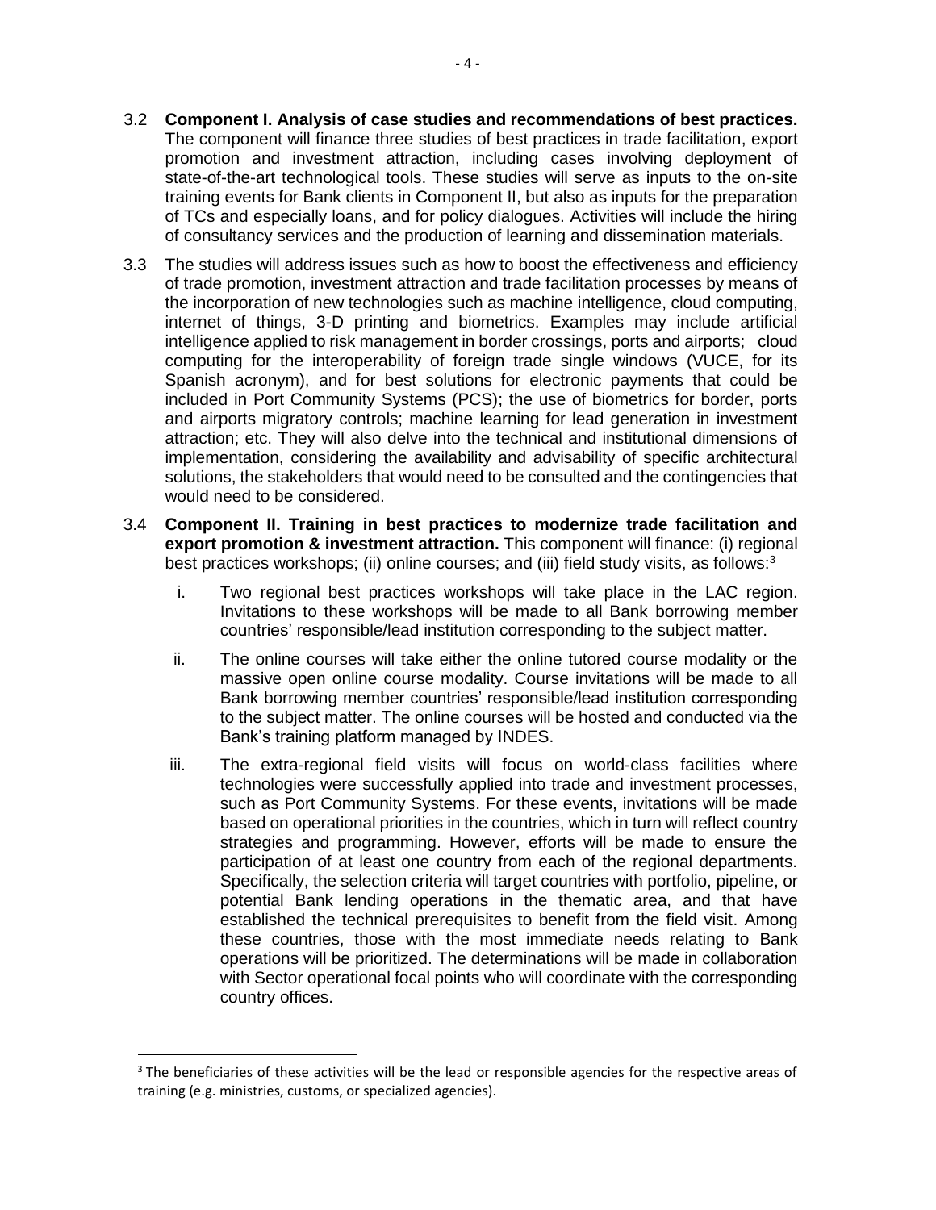3.2 **Component I. Analysis of case studies and recommendations of best practices.** The component will finance three studies of best practices in trade facilitation, export promotion and investment attraction, including cases involving deployment of state-of-the-art technological tools. These studies will serve as inputs to the on-site training events for Bank clients in Component II, but also as inputs for the preparation of TCs and especially loans, and for policy dialogues. Activities will include the hiring of consultancy services and the production of learning and dissemination materials.

3.3 The studies will address issues such as how to boost the effectiveness and efficiency of trade promotion, investment attraction and trade facilitation processes by means of the incorporation of new technologies such as machine intelligence, cloud computing, internet of things, 3-D printing and biometrics. Examples may include artificial intelligence applied to risk management in border crossings, ports and airports; cloud computing for the interoperability of foreign trade single windows (VUCE, for its Spanish acronym), and for best solutions for electronic payments that could be included in Port Community Systems (PCS); the use of biometrics for border, ports and airports migratory controls; machine learning for lead generation in investment attraction; etc. They will also delve into the technical and institutional dimensions of implementation, considering the availability and advisability of specific architectural solutions, the stakeholders that would need to be consulted and the contingencies that would need to be considered.

3.4 **Component II. Training in best practices to modernize trade facilitation and export promotion & investment attraction.** This component will finance: (i) regional best practices workshops; (ii) online courses; and (iii) field study visits, as follows:[3]

i. Two regional best practices workshops will take place in the LAC region. Invitations to these workshops will be made to all Bank borrowing member countries' responsible/lead institution corresponding to the subject matter.

ii. The online courses will take either the online tutored course modality or the massive open online course modality. Course invitations will be made to all Bank borrowing member countries' responsible/lead institution corresponding to the subject matter. The online courses will be hosted and conducted via the Bank's training platform managed by INDES.

iii. The extra-regional field visits will focus on world-class facilities where technologies were successfully applied into trade and investment processes, such as Port Community Systems. For these events, invitations will be made based on operational priorities in the countries, which in turn will reflect country strategies and programming. However, efforts will be made to ensure the participation of at least one country from each of the regional departments. Specifically, the selection criteria will target countries with portfolio, pipeline, or potential Bank lending operations in the thematic area, and that have established the technical prerequisites to benefit from the field visit. Among these countries, those with the most immediate needs relating to Bank operations will be prioritized. The determinations will be made in collaboration with Sector operational focal points who will coordinate with the corresponding country offices.

[3] The beneficiaries of these activities will be the lead or responsible agencies for the respective areas of training (e.g. ministries, customs, or specialized agencies).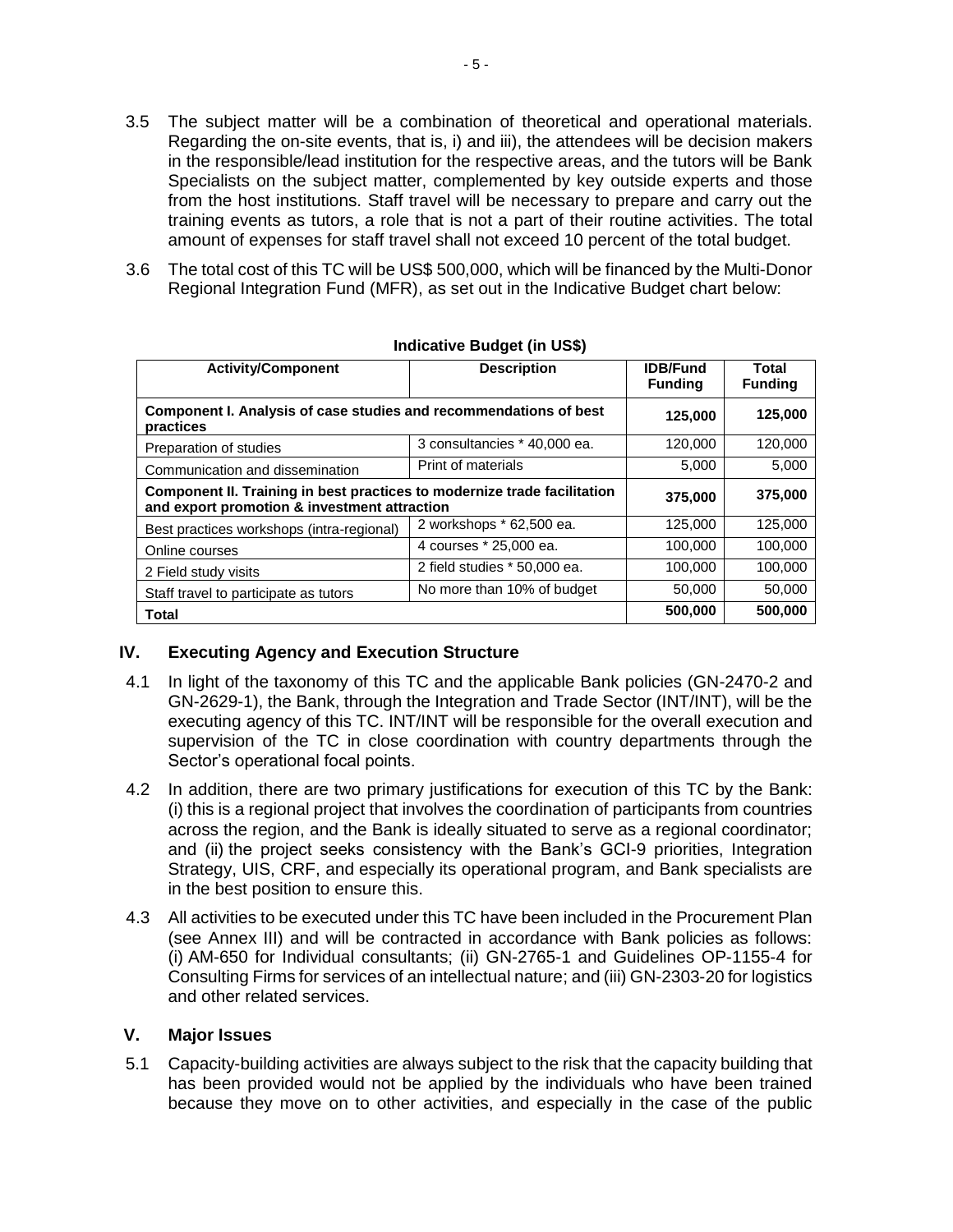3.5 The subject matter will be a combination of theoretical and operational materials. Regarding the on-site events, that is, i) and iii), the attendees will be decision makers in the responsible/lead institution for the respective areas, and the tutors will be Bank Specialists on the subject matter, complemented by key outside experts and those from the host institutions. Staff travel will be necessary to prepare and carry out the training events as tutors, a role that is not a part of their routine activities. The total amount of expenses for staff travel shall not exceed 10 percent of the total budget.

3.6 The total cost of this TC will be US$ 500,000, which will be financed by the Multi-Donor Regional Integration Fund (MFR), as set out in the Indicative Budget chart below:

**Indicative Budget (in US$)**

| Activity/Component | Description | IDB/Fund Funding | Total Funding |
|---|---|---|---|
| **Component I. Analysis of case studies and recommendations of best practices** | | **125,000** | **125,000** |
| Preparation of studies | 3 consultancies * 40,000 ea. | 120,000 | 120,000 |
| Communication and dissemination | Print of materials | 5,000 | 5,000 |
| **Component II. Training in best practices to modernize trade facilitation and export promotion & investment attraction** | | **375,000** | **375,000** |
| Best practices workshops (intra-regional) | 2 workshops * 62,500 ea. | 125,000 | 125,000 |
| Online courses | 4 courses * 25,000 ea. | 100,000 | 100,000 |
| 2 Field study visits | 2 field studies * 50,000 ea. | 100,000 | 100,000 |
| Staff travel to participate as tutors | No more than 10% of budget | 50,000 | 50,000 |
| **Total** | | **500,000** | **500,000** |

## IV. Executing Agency and Execution Structure

4.1 In light of the taxonomy of this TC and the applicable Bank policies (GN-2470-2 and GN-2629-1), the Bank, through the Integration and Trade Sector (INT/INT), will be the executing agency of this TC. INT/INT will be responsible for the overall execution and supervision of the TC in close coordination with country departments through the Sector's operational focal points.

4.2 In addition, there are two primary justifications for execution of this TC by the Bank: (i) this is a regional project that involves the coordination of participants from countries across the region, and the Bank is ideally situated to serve as a regional coordinator; and (ii) the project seeks consistency with the Bank's GCI-9 priorities, Integration Strategy, UIS, CRF, and especially its operational program, and Bank specialists are in the best position to ensure this.

4.3 All activities to be executed under this TC have been included in the Procurement Plan (see Annex III) and will be contracted in accordance with Bank policies as follows: (i) AM-650 for Individual consultants; (ii) GN-2765-1 and Guidelines OP-1155-4 for Consulting Firms for services of an intellectual nature; and (iii) GN-2303-20 for logistics and other related services.

## V. Major Issues

5.1 Capacity-building activities are always subject to the risk that the capacity building that has been provided would not be applied by the individuals who have been trained because they move on to other activities, and especially in the case of the public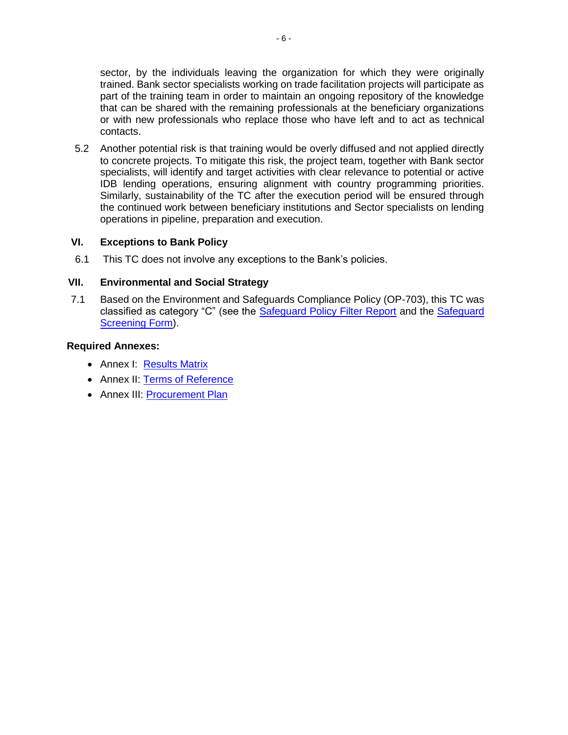sector, by the individuals leaving the organization for which they were originally trained. Bank sector specialists working on trade facilitation projects will participate as part of the training team in order to maintain an ongoing repository of the knowledge that can be shared with the remaining professionals at the beneficiary organizations or with new professionals who replace those who have left and to act as technical contacts.

5.2 Another potential risk is that training would be overly diffused and not applied directly to concrete projects. To mitigate this risk, the project team, together with Bank sector specialists, will identify and target activities with clear relevance to potential or active IDB lending operations, ensuring alignment with country programming priorities. Similarly, sustainability of the TC after the execution period will be ensured through the continued work between beneficiary institutions and Sector specialists on lending operations in pipeline, preparation and execution.

## VI. Exceptions to Bank Policy

6.1 This TC does not involve any exceptions to the Bank's policies.

## VII. Environmental and Social Strategy

7.1 Based on the Environment and Safeguards Compliance Policy (OP-703), this TC was classified as category "C" (see the Safeguard Policy Filter Report and the Safeguard Screening Form).

**Required Annexes:**

- Annex I: Results Matrix
- Annex II: Terms of Reference
- Annex III: Procurement Plan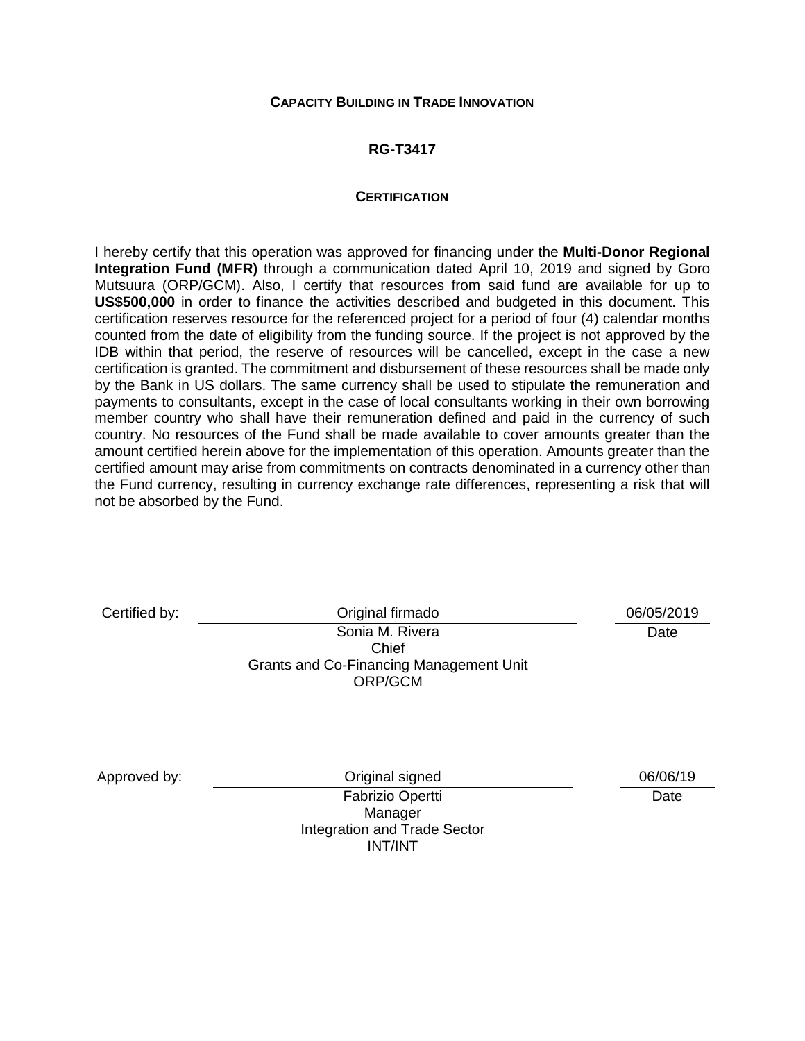**CAPACITY BUILDING IN TRADE INNOVATION**

**RG-T3417**

**CERTIFICATION**

I hereby certify that this operation was approved for financing under the **Multi-Donor Regional Integration Fund (MFR)** through a communication dated April 10, 2019 and signed by Goro Mutsuura (ORP/GCM). Also, I certify that resources from said fund are available for up to **US$500,000** in order to finance the activities described and budgeted in this document. This certification reserves resource for the referenced project for a period of four (4) calendar months counted from the date of eligibility from the funding source. If the project is not approved by the IDB within that period, the reserve of resources will be cancelled, except in the case a new certification is granted. The commitment and disbursement of these resources shall be made only by the Bank in US dollars. The same currency shall be used to stipulate the remuneration and payments to consultants, except in the case of local consultants working in their own borrowing member country who shall have their remuneration defined and paid in the currency of such country. No resources of the Fund shall be made available to cover amounts greater than the amount certified herein above for the implementation of this operation. Amounts greater than the certified amount may arise from commitments on contracts denominated in a currency other than the Fund currency, resulting in currency exchange rate differences, representing a risk that will not be absorbed by the Fund.

Certified by: Original firmado — 06/05/2019

Sonia M. Rivera
Chief
Grants and Co-Financing Management Unit
ORP/GCM

Date

Approved by: Original signed — 06/06/19

Fabrizio Opertti
Manager
Integration and Trade Sector
INT/INT

Date